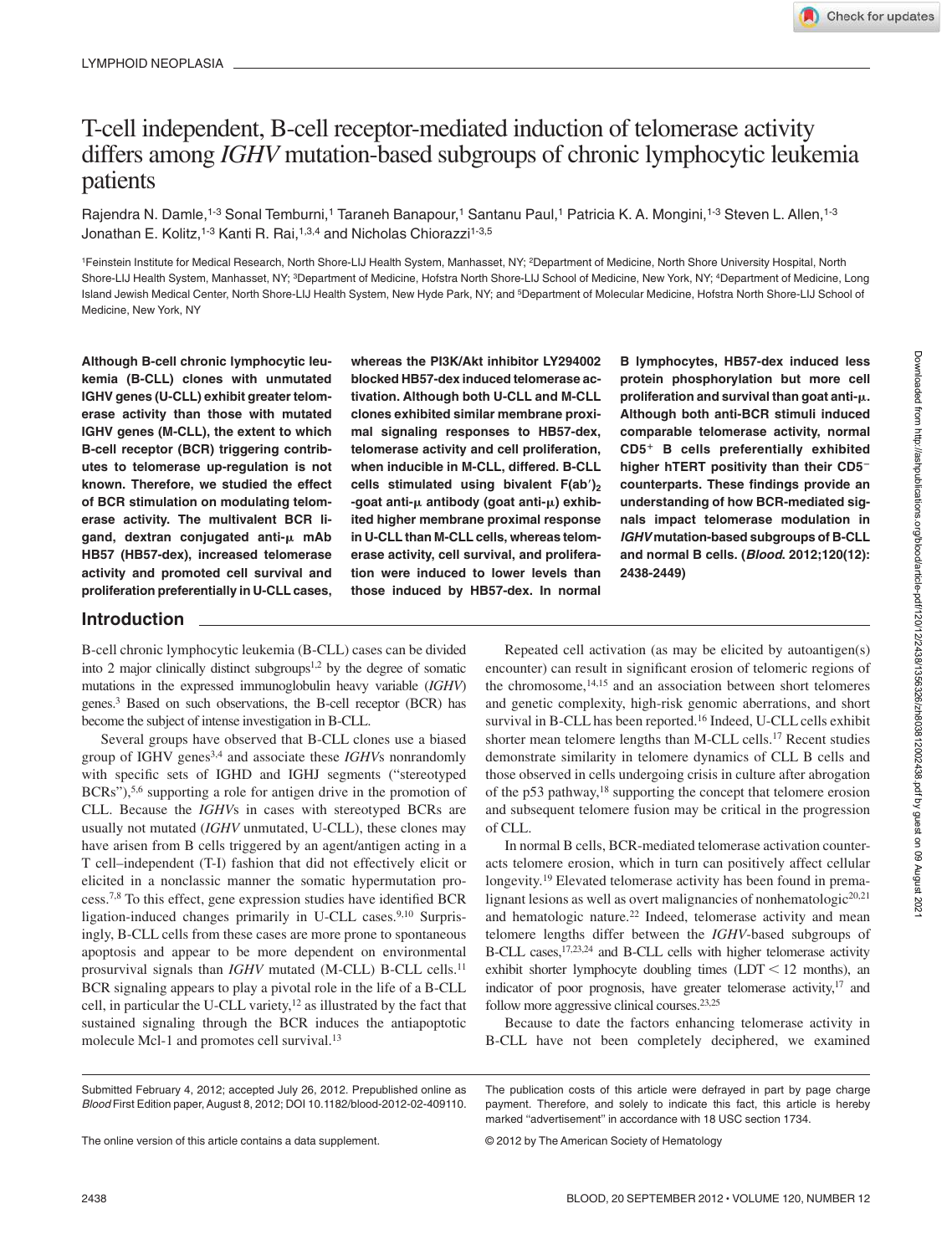LYMPHOID NEOPLASIA

# T-cell independent, B-cell receptor-mediated induction of telomerase activity differs among *IGHV* mutation-based subgroups of chronic lymphocytic leukemia patients

Rajendra N. Damle,[1-3] Sonal Temburni,[1] Taraneh Banapour,[1] Santanu Paul,[1] Patricia K. A. Mongini,[1-3] Steven L. Allen,[1-3] Jonathan E. Kolitz,[1-3] Kanti R. Rai,[1,3,4] and Nicholas Chiorazzi[1-3,5]

[1]Feinstein Institute for Medical Research, North Shore-LIJ Health System, Manhasset, NY; [2]Department of Medicine, North Shore University Hospital, North Shore-LIJ Health System, Manhasset, NY; [3]Department of Medicine, Hofstra North Shore-LIJ School of Medicine, New York, NY; [4]Department of Medicine, Long Island Jewish Medical Center, North Shore-LIJ Health System, New Hyde Park, NY; and [5]Department of Molecular Medicine, Hofstra North Shore-LIJ School of Medicine, New York, NY

**Although B-cell chronic lymphocytic leukemia (B-CLL) clones with unmutated IGHV genes (U-CLL) exhibit greater telomerase activity than those with mutated IGHV genes (M-CLL), the extent to which B-cell receptor (BCR) triggering contributes to telomerase up-regulation is not known. Therefore, we studied the effect of BCR stimulation on modulating telomerase activity. The multivalent BCR ligand, dextran conjugated anti-μ mAb HB57 (HB57-dex), increased telomerase activity and promoted cell survival and proliferation preferentially in U-CLL cases, whereas the PI3K/Akt inhibitor LY294002 blocked HB57-dex induced telomerase activation. Although both U-CLL and M-CLL clones exhibited similar membrane proximal signaling responses to HB57-dex, telomerase activity and cell proliferation, when inducible in M-CLL, differed. B-CLL cells stimulated using bivalent $F(ab')_2$ -goat anti-μ antibody (goat anti-μ) exhibited higher membrane proximal response in U-CLL than M-CLL cells, whereas telomerase activity, cell survival, and proliferation were induced to lower levels than those induced by HB57-dex. In normal B lymphocytes, HB57-dex induced less protein phosphorylation but more cell proliferation and survival than goat anti-μ. Although both anti-BCR stimuli induced comparable telomerase activity, normal $CD5^+$ B cells preferentially exhibited higher hTERT positivity than their $CD5^-$ counterparts. These findings provide an understanding of how BCR-mediated signals impact telomerase modulation in *IGHV* mutation-based subgroups of B-CLL and normal B cells. (*Blood*. 2012;120(12): 2438-2449)**

## Introduction

B-cell chronic lymphocytic leukemia (B-CLL) cases can be divided into 2 major clinically distinct subgroups[1,2] by the degree of somatic mutations in the expressed immunoglobulin heavy variable (*IGHV*) genes.[3] Based on such observations, the B-cell receptor (BCR) has become the subject of intense investigation in B-CLL.

Several groups have observed that B-CLL clones use a biased group of IGHV genes[3,4] and associate these *IGHV*s nonrandomly with specific sets of IGHD and IGHJ segments ("stereotyped BCRs"),[5,6] supporting a role for antigen drive in the promotion of CLL. Because the *IGHV*s in cases with stereotyped BCRs are usually not mutated (*IGHV* unmutated, U-CLL), these clones may have arisen from B cells triggered by an agent/antigen acting in a T cell–independent (T-I) fashion that did not effectively elicit or elicited in a nonclassic manner the somatic hypermutation process.[7,8] To this effect, gene expression studies have identified BCR ligation-induced changes primarily in U-CLL cases.[9,10] Surprisingly, B-CLL cells from these cases are more prone to spontaneous apoptosis and appear to be more dependent on environmental prosurvival signals than *IGHV* mutated (M-CLL) B-CLL cells.[11] BCR signaling appears to play a pivotal role in the life of a B-CLL cell, in particular the U-CLL variety,[12] as illustrated by the fact that sustained signaling through the BCR induces the antiapoptotic molecule Mcl-1 and promotes cell survival.[13]

Repeated cell activation (as may be elicited by autoantigen(s) encounter) can result in significant erosion of telomeric regions of the chromosome,[14,15] and an association between short telomeres and genetic complexity, high-risk genomic aberrations, and short survival in B-CLL has been reported.[16] Indeed, U-CLL cells exhibit shorter mean telomere lengths than M-CLL cells.[17] Recent studies demonstrate similarity in telomere dynamics of CLL B cells and those observed in cells undergoing crisis in culture after abrogation of the p53 pathway,[18] supporting the concept that telomere erosion and subsequent telomere fusion may be critical in the progression of CLL.

In normal B cells, BCR-mediated telomerase activation counteracts telomere erosion, which in turn can positively affect cellular longevity.[19] Elevated telomerase activity has been found in premalignant lesions as well as overt malignancies of nonhematologic[20,21] and hematologic nature.[22] Indeed, telomerase activity and mean telomere lengths differ between the *IGHV*-based subgroups of B-CLL cases,[17,23,24] and B-CLL cells with higher telomerase activity exhibit shorter lymphocyte doubling times (LDT < 12 months), an indicator of poor prognosis, have greater telomerase activity,[17] and follow more aggressive clinical courses.[23,25]

Because to date the factors enhancing telomerase activity in B-CLL have not been completely deciphered, we examined

Submitted February 4, 2012; accepted July 26, 2012. Prepublished online as *Blood* First Edition paper, August 8, 2012; DOI 10.1182/blood-2012-02-409110.

The online version of this article contains a data supplement.

The publication costs of this article were defrayed in part by page charge payment. Therefore, and solely to indicate this fact, this article is hereby marked "advertisement" in accordance with 18 USC section 1734.

© 2012 by The American Society of Hematology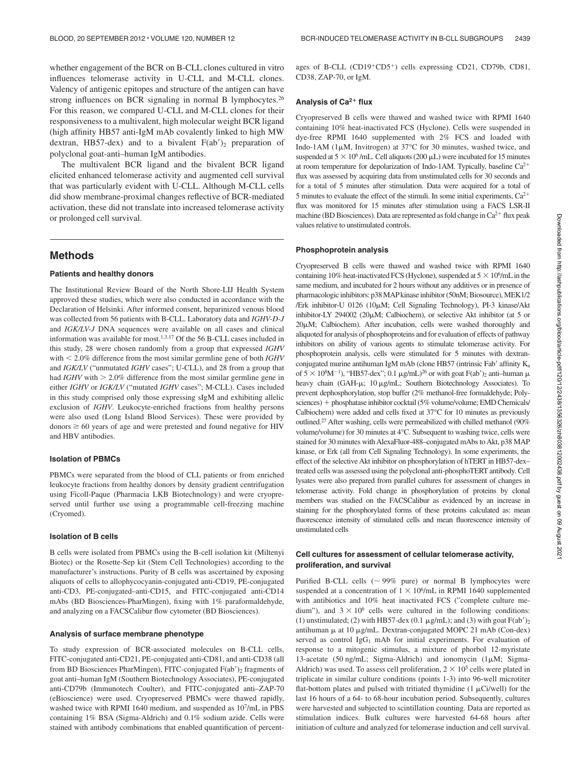whether engagement of the BCR on B-CLL clones cultured in vitro influences telomerase activity in U-CLL and M-CLL clones. Valency of antigenic epitopes and structure of the antigen can have strong influences on BCR signaling in normal B lymphocytes.[26] For this reason, we compared U-CLL and M-CLL clones for their responsiveness to a multivalent, high molecular weight BCR ligand (high affinity HB57 anti-IgM mAb covalently linked to high MW dextran, HB57-dex) and to a bivalent $F(ab')_2$ preparation of polyclonal goat-anti–human IgM antibodies.

The multivalent BCR ligand and the bivalent BCR ligand elicited enhanced telomerase activity and augmented cell survival that was particularly evident with U-CLL. Although M-CLL cells did show membrane-proximal changes reflective of BCR-mediated activation, these did not translate into increased telomerase activity or prolonged cell survival.

## Methods

### Patients and healthy donors

The Institutional Review Board of the North Shore-LIJ Health System approved these studies, which were also conducted in accordance with the Declaration of Helsinki. After informed consent, heparinized venous blood was collected from 56 patients with B-CLL. Laboratory data and *IGHV-D-J* and *IGK/LV-J* DNA sequences were available on all cases and clinical information was available for most.[1,3,17] Of the 56 B-CLL cases included in this study, 28 were chosen randomly from a group that expressed *IGHV* with < 2.0% difference from the most similar germline gene of both *IGHV* and *IGK/LV* ("unmutated *IGHV* cases"; U-CLL), and 28 from a group that had *IGHV* with > 2.0% difference from the most similar germline gene in either *IGHV* or *IGK/LV* ("mutated *IGHV* cases"; M-CLL). Cases included in this study comprised only those expressing sIgM and exhibiting allelic exclusion of *IGHV*. Leukocyte-enriched fractions from healthy persons were also used (Long Island Blood Services). These were provided by donors ≥ 60 years of age and were pretested and found negative for HIV and HBV antibodies.

### Isolation of PBMCs

PBMCs were separated from the blood of CLL patients or from enriched leukocyte fractions from healthy donors by density gradient centrifugation using Ficoll-Paque (Pharmacia LKB Biotechnology) and were cryopreserved until further use using a programmable cell-freezing machine (Cryomed).

### Isolation of B cells

B cells were isolated from PBMCs using the B-cell isolation kit (Miltenyi Biotec) or the Rosette-Sep kit (Stem Cell Technologies) according to the manufacturer's instructions. Purity of B cells was ascertained by exposing aliquots of cells to allophycocyanin-conjugated anti-CD19, PE-conjugated anti-CD3, PE-conjugated–anti-CD15, and FITC-conjugated anti-CD14 mAbs (BD Biosciences-PharMingen), fixing with 1% paraformaldehyde, and analyzing on a FACSCalibur flow cytometer (BD Biosciences).

### Analysis of surface membrane phenotype

To study expression of BCR-associated molecules on B-CLL cells, FITC-conjugated anti-CD21, PE-conjugated anti-CD81, and anti-CD38 (all from BD Biosciences PharMingen), FITC-conjugated $F(ab')_2$ fragments of goat anti–human IgM (Southern Biotechnology Associates), PE-conjugated anti-CD79b (Immunotech Coulter), and FITC-conjugated anti–ZAP-70 (eBioscience) were used. Cryopreserved PBMCs were thawed rapidly, washed twice with RPMI 1640 medium, and suspended as $10^7$/mL in PBS containing 1% BSA (Sigma-Aldrich) and 0.1% sodium azide. Cells were stained with antibody combinations that enabled quantification of percentages of B-CLL ($CD19^+CD5^+$) cells expressing CD21, CD79b, CD81, CD38, ZAP-70, or IgM.

### Analysis of $Ca^{2+}$ flux

Cryopreserved B cells were thawed and washed twice with RPMI 1640 containing 10% heat-inactivated FCS (Hyclone). Cells were suspended in dye-free RPMI 1640 supplemented with 2% FCS and loaded with Indo-1AM (1μM, Invitrogen) at 37°C for 30 minutes, washed twice, and suspended at $5 \times 10^6$ /mL. Cell aliquots (200 μL) were incubated for 15 minutes at room temperature for depolarization of Indo-1AM. Typically, baseline $Ca^{2+}$ flux was assessed by acquiring data from unstimulated cells for 30 seconds and for a total of 5 minutes after stimulation. Data were acquired for a total of 5 minutes to evaluate the effect of the stimuli. In some initial experiments, $Ca^{2+}$ flux was monitored for 15 minutes after stimulation using a FACS LSR-II machine (BD Biosciences). Data are represented as fold change in $Ca^{2+}$ flux peak values relative to unstimulated controls.

### Phosphoprotein analysis

Cryopreserved B cells were thawed and washed twice with RPMI 1640 containing 10% heat-inactivated FCS (Hyclone), suspended at $5 \times 10^6$/mL in the same medium, and incubated for 2 hours without any additives or in presence of pharmacologic inhibitors: p38 MAP kinase inhibitor (50nM; Biosource), MEK1/2 /Erk inhibitor-U 0126 (10μM; Cell Signaling Technology), PI-3 kinase/Akt inhibitor-LY 294002 (20μM; Calbiochem), or selective Akt inhibitor (at 5 or 20μM; Calbiochem). After incubation, cells were washed thoroughly and aliquoted for analysis of phosphoproteins and for evaluation of effects of pathway inhibitors on ability of various agents to stimulate telomerase activity. For phosphoprotein analysis, cells were stimulated for 5 minutes with dextran-conjugated murine antihuman IgM mAb (clone HB57 (intrinsic Fab′ affinity $K_a$ of $5 \times 10^8 M^{-1}$), "HB57-dex"; 0.1 μg/mL)[26] or with goat $F(ab')_2$ anti–human μ heavy chain (GAH-μ; 10 μg/mL; Southern Biotechnology Associates). To prevent dephosphorylation, stop buffer (2% methanol-free formaldehyde; Polysciences) + phosphatase inhibitor cocktail (5% volume/volume; EMD Chemicals/ Calbiochem) were added and cells fixed at 37°C for 10 minutes as previously outlined.[27] After washing, cells were permeabilized with chilled methanol (90% volume/volume) for 30 minutes at 4°C. Subsequent to washing twice, cells were stained for 30 minutes with AlexaFluor-488–conjugated mAbs to Akt, p38 MAP kinase, or Erk (all from Cell Signaling Technology). In some experiments, the effect of the selective Akt inhibitor on phosphorylation of hTERT in HB57-dex–treated cells was assessed using the polyclonal anti-phosphoTERT antibody. Cell lysates were also prepared from parallel cultures for assessment of changes in telomerase activity. Fold change in phosphorylation of proteins by clonal members was studied on the FACSCalibur as evidenced by an increase in staining for the phosphorylated forms of these proteins calculated as: mean fluorescence intensity of stimulated cells and mean fluorescence intensity of unstimulated cells

### Cell cultures for assessment of cellular telomerase activity, proliferation, and survival

Purified B-CLL cells (~ 99% pure) or normal B lymphocytes were suspended at a concentration of $1 \times 10^6$/mL in RPMI 1640 supplemented with antibiotics and 10% heat inactivated FCS ("complete culture medium"), and $3 \times 10^6$ cells were cultured in the following conditions: (1) unstimulated; (2) with HB57-dex (0.1 μg/mL); and (3) with goat $F(ab')_2$ antihuman μ at 10 μg/mL. Dextran-conjugated MOPC 21 mAb (Con-dex) served as control $IgG_1$ mAb for initial experiments. For evaluation of response to a mitogenic stimulus, a mixture of phorbol 12-myristate 13-acetate (50 ng/mL; Sigma-Aldrich) and ionomycin (1 μM; Sigma-Aldrich) was used. To assess cell proliferation, $2 \times 10^5$ cells were plated in triplicate in similar culture conditions (points 1-3) into 96-well microtiter flat-bottom plates and pulsed with tritiated thymidine (1 μCi/well) for the last 16 hours of a 64- to 68-hour incubation period. Subsequently, cultures were harvested and subjected to scintillation counting. Data are reported as stimulation indices. Bulk cultures were harvested 64-68 hours after initiation of culture and analyzed for telomerase induction and cell survival.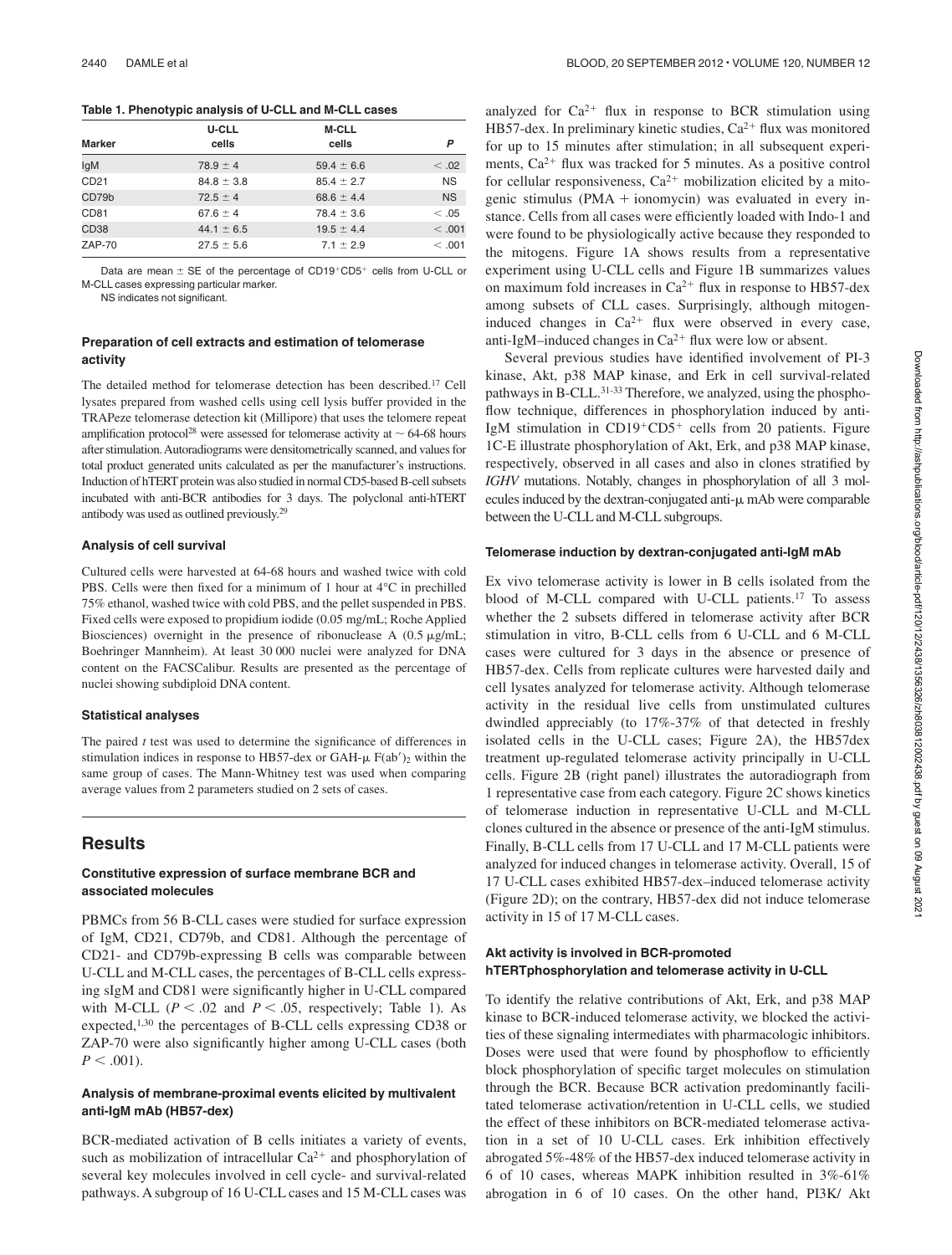**Table 1. Phenotypic analysis of U-CLL and M-CLL cases**

| Marker | U-CLL cells | M-CLL cells | P |
|---|---|---|---|
| IgM | 78.9 ± 4 | 59.4 ± 6.6 | < .02 |
| CD21 | 84.8 ± 3.8 | 85.4 ± 2.7 | NS |
| CD79b | 72.5 ± 4 | 68.6 ± 4.4 | NS |
| CD81 | 67.6 ± 4 | 78.4 ± 3.6 | < .05 |
| CD38 | 44.1 ± 6.5 | 19.5 ± 4.4 | < .001 |
| ZAP-70 | 27.5 ± 5.6 | 7.1 ± 2.9 | < .001 |

Data are mean ± SE of the percentage of $CD19^+CD5^+$ cells from U-CLL or M-CLL cases expressing particular marker.

NS indicates not significant.

### Preparation of cell extracts and estimation of telomerase activity

The detailed method for telomerase detection has been described.[17] Cell lysates prepared from washed cells using cell lysis buffer provided in the TRAPeze telomerase detection kit (Millipore) that uses the telomere repeat amplification protocol[28] were assessed for telomerase activity at ~ 64-68 hours after stimulation. Autoradiograms were densitometrically scanned, and values for total product generated units calculated as per the manufacturer's instructions. Induction of hTERT protein was also studied in normal CD5-based B-cell subsets incubated with anti-BCR antibodies for 3 days. The polyclonal anti-hTERT antibody was used as outlined previously.[29]

### Analysis of cell survival

Cultured cells were harvested at 64-68 hours and washed twice with cold PBS. Cells were then fixed for a minimum of 1 hour at 4°C in prechilled 75% ethanol, washed twice with cold PBS, and the pellet suspended in PBS. Fixed cells were exposed to propidium iodide (0.05 mg/mL; Roche Applied Biosciences) overnight in the presence of ribonuclease A (0.5 μg/mL; Boehringer Mannheim). At least 30 000 nuclei were analyzed for DNA content on the FACSCalibur. Results are presented as the percentage of nuclei showing subdiploid DNA content.

### Statistical analyses

The paired *t* test was used to determine the significance of differences in stimulation indices in response to HB57-dex or GAH-μ $F(ab')_2$ within the same group of cases. The Mann-Whitney test was used when comparing average values from 2 parameters studied on 2 sets of cases.

## Results

### Constitutive expression of surface membrane BCR and associated molecules

PBMCs from 56 B-CLL cases were studied for surface expression of IgM, CD21, CD79b, and CD81. Although the percentage of CD21- and CD79b-expressing B cells was comparable between U-CLL and M-CLL cases, the percentages of B-CLL cells expressing sIgM and CD81 were significantly higher in U-CLL compared with M-CLL ($P < .02$ and $P < .05$, respectively; Table 1). As expected,[1,30] the percentages of B-CLL cells expressing CD38 or ZAP-70 were also significantly higher among U-CLL cases (both $P < .001$).

### Analysis of membrane-proximal events elicited by multivalent anti-IgM mAb (HB57-dex)

BCR-mediated activation of B cells initiates a variety of events, such as mobilization of intracellular $Ca^{2+}$ and phosphorylation of several key molecules involved in cell cycle- and survival-related pathways. A subgroup of 16 U-CLL cases and 15 M-CLL cases was analyzed for $Ca^{2+}$ flux in response to BCR stimulation using HB57-dex. In preliminary kinetic studies, $Ca^{2+}$ flux was monitored for up to 15 minutes after stimulation; in all subsequent experiments, $Ca^{2+}$ flux was tracked for 5 minutes. As a positive control for cellular responsiveness, $Ca^{2+}$ mobilization elicited by a mitogenic stimulus (PMA + ionomycin) was evaluated in every instance. Cells from all cases were efficiently loaded with Indo-1 and were found to be physiologically active because they responded to the mitogens. Figure 1A shows results from a representative experiment using U-CLL cells and Figure 1B summarizes values on maximum fold increases in $Ca^{2+}$ flux in response to HB57-dex among subsets of CLL cases. Surprisingly, although mitogen-induced changes in $Ca^{2+}$ flux were observed in every case, anti-IgM–induced changes in $Ca^{2+}$ flux were low or absent.

Several previous studies have identified involvement of PI-3 kinase, Akt, p38 MAP kinase, and Erk in cell survival-related pathways in B-CLL.[31-33] Therefore, we analyzed, using the phosphoflow technique, differences in phosphorylation induced by anti-IgM stimulation in $CD19^+CD5^+$ cells from 20 patients. Figure 1C-E illustrate phosphorylation of Akt, Erk, and p38 MAP kinase, respectively, observed in all cases and also in clones stratified by *IGHV* mutations. Notably, changes in phosphorylation of all 3 molecules induced by the dextran-conjugated anti-μ mAb were comparable between the U-CLL and M-CLL subgroups.

### Telomerase induction by dextran-conjugated anti-IgM mAb

Ex vivo telomerase activity is lower in B cells isolated from the blood of M-CLL compared with U-CLL patients.[17] To assess whether the 2 subsets differed in telomerase activity after BCR stimulation in vitro, B-CLL cells from 6 U-CLL and 6 M-CLL cases were cultured for 3 days in the absence or presence of HB57-dex. Cells from replicate cultures were harvested daily and cell lysates analyzed for telomerase activity. Although telomerase activity in the residual live cells from unstimulated cultures dwindled appreciably (to 17%-37% of that detected in freshly isolated cells in the U-CLL cases; Figure 2A), the HB57dex treatment up-regulated telomerase activity principally in U-CLL cells. Figure 2B (right panel) illustrates the autoradiograph from 1 representative case from each category. Figure 2C shows kinetics of telomerase induction in representative U-CLL and M-CLL clones cultured in the absence or presence of the anti-IgM stimulus. Finally, B-CLL cells from 17 U-CLL and 17 M-CLL patients were analyzed for induced changes in telomerase activity. Overall, 15 of 17 U-CLL cases exhibited HB57-dex–induced telomerase activity (Figure 2D); on the contrary, HB57-dex did not induce telomerase activity in 15 of 17 M-CLL cases.

### Akt activity is involved in BCR-promoted hTERTphosphorylation and telomerase activity in U-CLL

To identify the relative contributions of Akt, Erk, and p38 MAP kinase to BCR-induced telomerase activity, we blocked the activities of these signaling intermediates with pharmacologic inhibitors. Doses were used that were found by phosphoflow to efficiently block phosphorylation of specific target molecules on stimulation through the BCR. Because BCR activation predominantly facilitated telomerase activation/retention in U-CLL cells, we studied the effect of these inhibitors on BCR-mediated telomerase activation in a set of 10 U-CLL cases. Erk inhibition effectively abrogated 5%-48% of the HB57-dex induced telomerase activity in 6 of 10 cases, whereas MAPK inhibition resulted in 3%-61% abrogation in 6 of 10 cases. On the other hand, PI3K/ Akt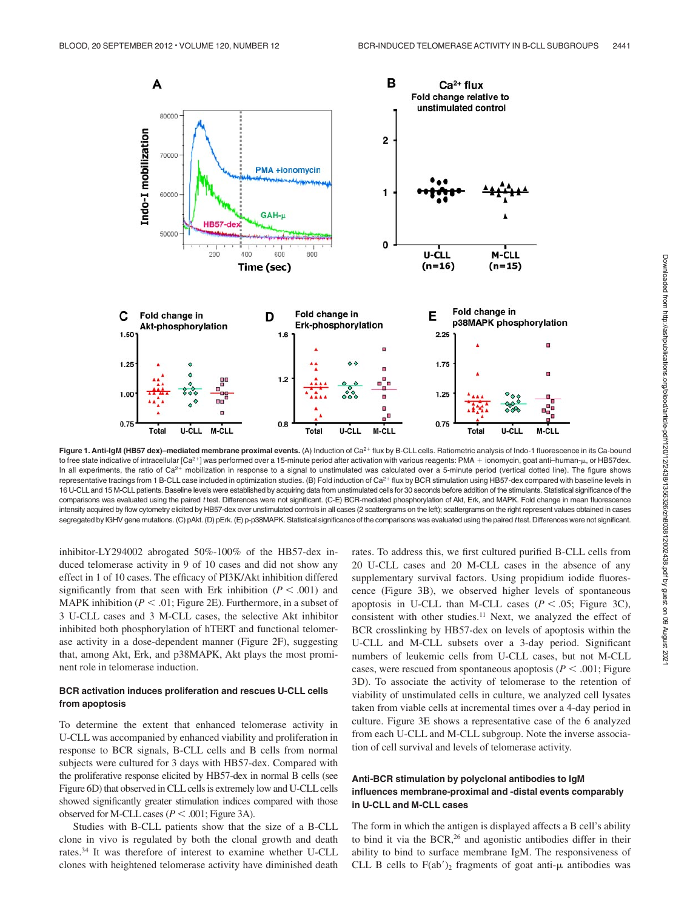**Figure 1. Anti-IgM (HB57 dex)–mediated membrane proximal events.** (A) Induction of $Ca^{2+}$ flux by B-CLL cells. Ratiometric analysis of Indo-1 fluorescence in its Ca-bound to free state indicative of intracellular $[Ca^{2+}]$ was performed over a 15-minute period after activation with various reagents: PMA + ionomycin, goat anti–human-μ, or HB57dex. In all experiments, the ratio of $Ca^{2+}$ mobilization in response to a signal to unstimulated was calculated over a 5-minute period (vertical dotted line). The figure shows representative tracings from 1 B-CLL case included in optimization studies. (B) Fold induction of $Ca^{2+}$ flux by BCR stimulation using HB57-dex compared with baseline levels in 16 U-CLL and 15 M-CLL patients. Baseline levels were established by acquiring data from unstimulated cells for 30 seconds before addition of the stimulants. Statistical significance of the comparisons was evaluated using the paired *t* test. Differences were not significant. (C-E) BCR-mediated phosphorylation of Akt, Erk, and MAPK. Fold change in mean fluorescence intensity acquired by flow cytometry elicited by HB57-dex over unstimulated controls in all cases (2 scattergrams on the left); scattergrams on the right represent values obtained in cases segregated by IGHV gene mutations. (C) pAkt. (D) pErk. (E) p-p38MAPK. Statistical significance of the comparisons was evaluated using the paired *t* test. Differences were not significant.

inhibitor-LY294002 abrogated 50%-100% of the HB57-dex induced telomerase activity in 9 of 10 cases and did not show any effect in 1 of 10 cases. The efficacy of PI3K/Akt inhibition differed significantly from that seen with Erk inhibition ($P < .001$) and MAPK inhibition ($P < .01$; Figure 2E). Furthermore, in a subset of 3 U-CLL cases and 3 M-CLL cases, the selective Akt inhibitor inhibited both phosphorylation of hTERT and functional telomerase activity in a dose-dependent manner (Figure 2F), suggesting that, among Akt, Erk, and p38MAPK, Akt plays the most prominent role in telomerase induction.

### BCR activation induces proliferation and rescues U-CLL cells from apoptosis

To determine the extent that enhanced telomerase activity in U-CLL was accompanied by enhanced viability and proliferation in response to BCR signals, B-CLL cells and B cells from normal subjects were cultured for 3 days with HB57-dex. Compared with the proliferative response elicited by HB57-dex in normal B cells (see Figure 6D) that observed in CLL cells is extremely low and U-CLL cells showed significantly greater stimulation indices compared with those observed for M-CLL cases ($P < .001$; Figure 3A).

Studies with B-CLL patients show that the size of a B-CLL clone in vivo is regulated by both the clonal growth and death rates.[34] It was therefore of interest to examine whether U-CLL clones with heightened telomerase activity have diminished death rates. To address this, we first cultured purified B-CLL cells from 20 U-CLL cases and 20 M-CLL cases in the absence of any supplementary survival factors. Using propidium iodide fluorescence (Figure 3B), we observed higher levels of spontaneous apoptosis in U-CLL than M-CLL cases ($P < .05$; Figure 3C), consistent with other studies.[11] Next, we analyzed the effect of BCR crosslinking by HB57-dex on levels of apoptosis within the U-CLL and M-CLL subsets over a 3-day period. Significant numbers of leukemic cells from U-CLL cases, but not M-CLL cases, were rescued from spontaneous apoptosis ($P < .001$; Figure 3D). To associate the activity of telomerase to the retention of viability of unstimulated cells in culture, we analyzed cell lysates taken from viable cells at incremental times over a 4-day period in culture. Figure 3E shows a representative case of the 6 analyzed from each U-CLL and M-CLL subgroup. Note the inverse association of cell survival and levels of telomerase activity.

### Anti-BCR stimulation by polyclonal antibodies to IgM influences membrane-proximal and -distal events comparably in U-CLL and M-CLL cases

The form in which the antigen is displayed affects a B cell's ability to bind to it via the BCR,[26] and agonistic antibodies differ in their ability to bind to surface membrane IgM. The responsiveness of CLL B cells to $F(ab')_2$ fragments of goat anti-μ antibodies was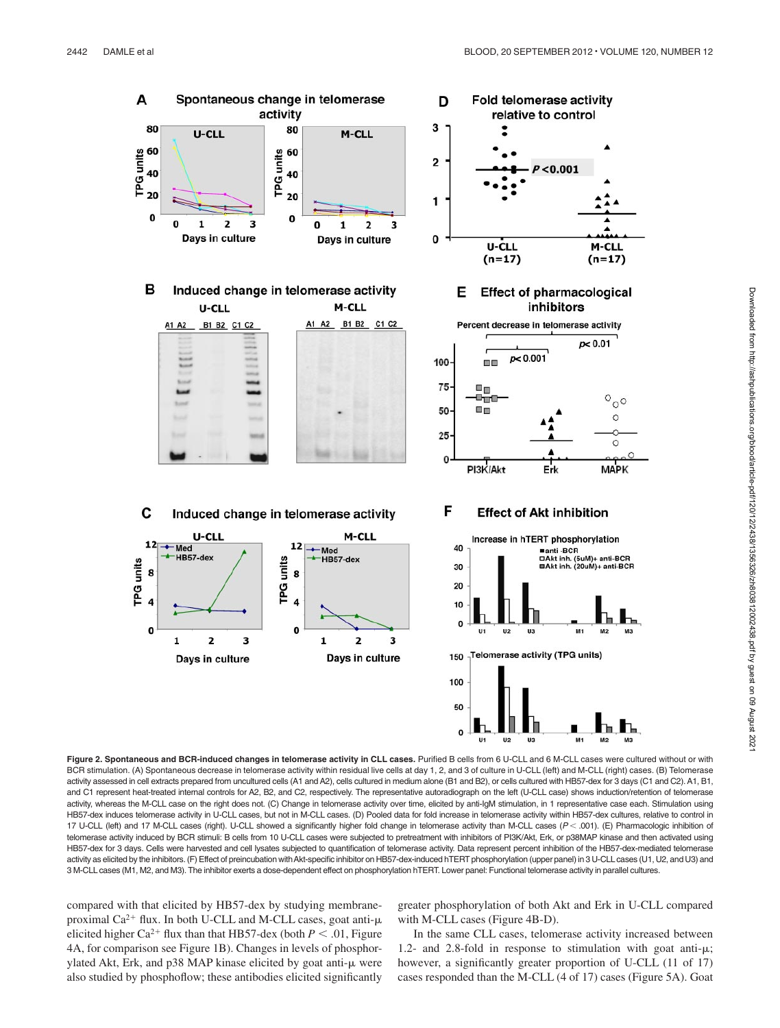**Figure 2. Spontaneous and BCR-induced changes in telomerase activity in CLL cases.** Purified B cells from 6 U-CLL and 6 M-CLL cases were cultured without or with BCR stimulation. (A) Spontaneous decrease in telomerase activity within residual live cells at day 1, 2, and 3 of culture in U-CLL (left) and M-CLL (right) cases. (B) Telomerase activity assessed in cell extracts prepared from uncultured cells (A1 and A2), cells cultured in medium alone (B1 and B2), or cells cultured with HB57-dex for 3 days (C1 and C2). A1, B1, and C1 represent heat-treated internal controls for A2, B2, and C2, respectively. The representative autoradiograph on the left (U-CLL case) shows induction/retention of telomerase activity, whereas the M-CLL case on the right does not. (C) Change in telomerase activity over time, elicited by anti-IgM stimulation, in 1 representative case each. Stimulation using HB57-dex induces telomerase activity in U-CLL cases, but not in M-CLL cases. (D) Pooled data for fold increase in telomerase activity within HB57-dex cultures, relative to control in 17 U-CLL (left) and 17 M-CLL cases (right). U-CLL showed a significantly higher fold change in telomerase activity than M-CLL cases ($P < .001$). (E) Pharmacologic inhibition of telomerase activity induced by BCR stimuli: B cells from 10 U-CLL cases were subjected to pretreatment with inhibitors of PI3K/Akt, Erk, or p38MAP kinase and then activated using HB57-dex for 3 days. Cells were harvested and cell lysates subjected to quantification of telomerase activity. Data represent percent inhibition of the HB57-dex-mediated telomerase activity as elicited by the inhibitors. (F) Effect of preincubation with Akt-specific inhibitor on HB57-dex-induced hTERT phosphorylation (upper panel) in 3 U-CLL cases (U1, U2, and U3) and 3 M-CLL cases (M1, M2, and M3). The inhibitor exerts a dose-dependent effect on phosphorylation hTERT. Lower panel: Functional telomerase activity in parallel cultures.

compared with that elicited by HB57-dex by studying membrane-proximal $Ca^{2+}$ flux. In both U-CLL and M-CLL cases, goat anti-μ elicited higher $Ca^{2+}$ flux than that HB57-dex (both $P < .01$, Figure 4A, for comparison see Figure 1B). Changes in levels of phosphorylated Akt, Erk, and p38 MAP kinase elicited by goat anti-μ were also studied by phosphoflow; these antibodies elicited significantly greater phosphorylation of both Akt and Erk in U-CLL compared with M-CLL cases (Figure 4B-D).

In the same CLL cases, telomerase activity increased between 1.2- and 2.8-fold in response to stimulation with goat anti-μ; however, a significantly greater proportion of U-CLL (11 of 17) cases responded than the M-CLL (4 of 17) cases (Figure 5A). Goat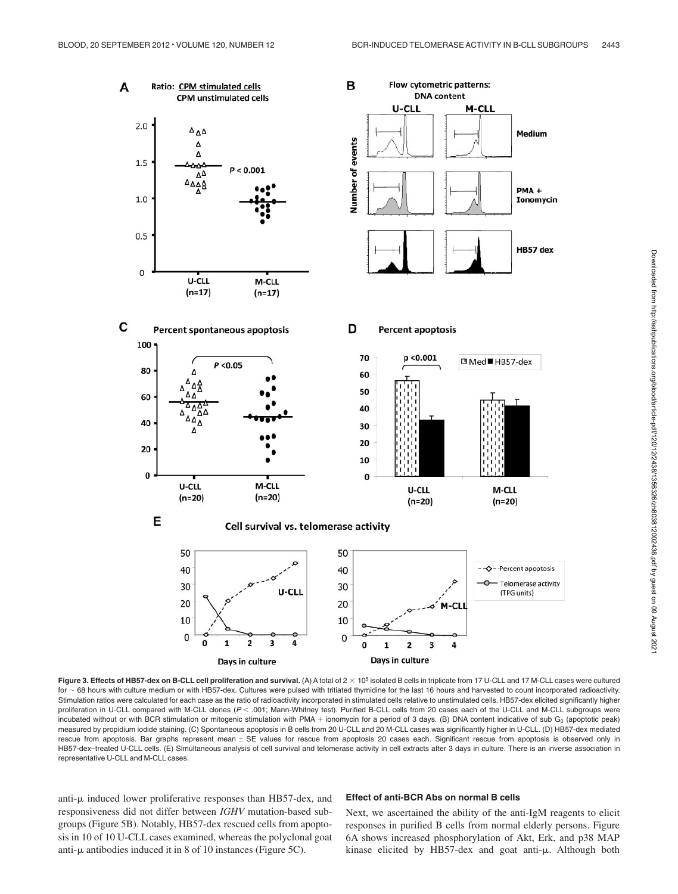**Figure 3. Effects of HB57-dex on B-CLL cell proliferation and survival.** (A) A total of $2 \times 10^5$ isolated B cells in triplicate from 17 U-CLL and 17 M-CLL cases were cultured for ~ 68 hours with culture medium or with HB57-dex. Cultures were pulsed with tritiated thymidine for the last 16 hours and harvested to count incorporated radioactivity. Stimulation ratios were calculated for each case as the ratio of radioactivity incorporated in stimulated cells relative to unstimulated cells. HB57-dex elicited significantly higher proliferation in U-CLL compared with M-CLL clones ($P < .001$; Mann-Whitney test). Purified B-CLL cells from 20 cases each of the U-CLL and M-CLL subgroups were incubated without or with BCR stimulation or mitogenic stimulation with PMA + ionomycin for a period of 3 days. (B) DNA content indicative of sub $G_0$ (apoptotic peak) measured by propidium iodide staining. (C) Spontaneous apoptosis in B cells from 20 U-CLL and 20 M-CLL cases was significantly higher in U-CLL. (D) HB57-dex mediated rescue from apoptosis. Bar graphs represent mean ± SE values for rescue from apoptosis 20 cases each. Significant rescue from apoptosis is observed only in HB57-dex–treated U-CLL cells. (E) Simultaneous analysis of cell survival and telomerase activity in cell extracts after 3 days in culture. There is an inverse association in representative U-CLL and M-CLL cases.

anti-μ induced lower proliferative responses than HB57-dex, and responsiveness did not differ between *IGHV* mutation-based subgroups (Figure 5B). Notably, HB57-dex rescued cells from apoptosis in 10 of 10 U-CLL cases examined, whereas the polyclonal goat anti-μ antibodies induced it in 8 of 10 instances (Figure 5C).

### Effect of anti-BCR Abs on normal B cells

Next, we ascertained the ability of the anti-IgM reagents to elicit responses in purified B cells from normal elderly persons. Figure 6A shows increased phosphorylation of Akt, Erk, and p38 MAP kinase elicited by HB57-dex and goat anti-μ. Although both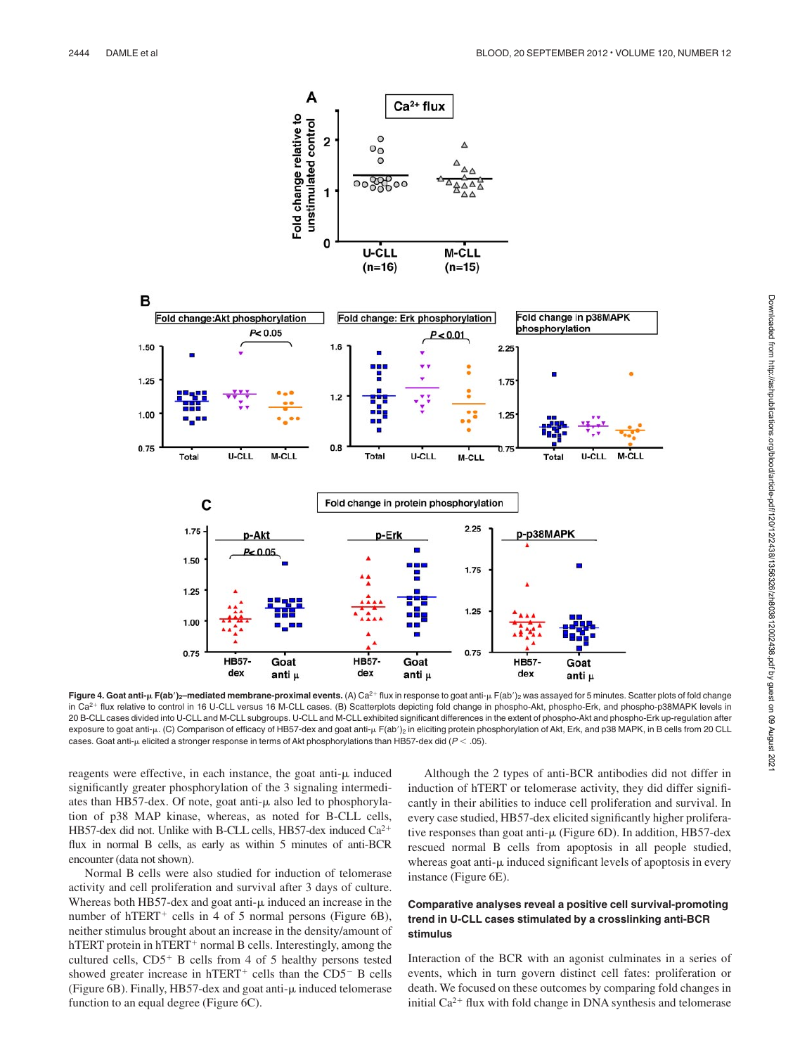**Figure 4. Goat anti-μ F(ab′)$_2$–mediated membrane-proximal events.** (A) $Ca^{2+}$ flux in response to goat anti-μ F(ab′)$_2$ was assayed for 5 minutes. Scatter plots of fold change in $Ca^{2+}$ flux relative to control in 16 U-CLL versus 16 M-CLL cases. (B) Scatterplots depicting fold change in phospho-Akt, phospho-Erk, and phospho-p38MAPK levels in 20 B-CLL cases divided into U-CLL and M-CLL subgroups. U-CLL and M-CLL exhibited significant differences in the extent of phospho-Akt and phospho-Erk up-regulation after exposure to goat anti-μ. (C) Comparison of efficacy of HB57-dex and goat anti-μ F(ab′)$_2$ in eliciting protein phosphorylation of Akt, Erk, and p38 MAPK, in B cells from 20 CLL cases. Goat anti-μ elicited a stronger response in terms of Akt phosphorylations than HB57-dex did ($P < .05$).

reagents were effective, in each instance, the goat anti-μ induced significantly greater phosphorylation of the 3 signaling intermediates than HB57-dex. Of note, goat anti-μ also led to phosphorylation of p38 MAP kinase, whereas, as noted for B-CLL cells, HB57-dex did not. Unlike with B-CLL cells, HB57-dex induced $Ca^{2+}$ flux in normal B cells, as early as within 5 minutes of anti-BCR encounter (data not shown).

Normal B cells were also studied for induction of telomerase activity and cell proliferation and survival after 3 days of culture. Whereas both HB57-dex and goat anti-μ induced an increase in the number of hTERT$^+$ cells in 4 of 5 normal persons (Figure 6B), neither stimulus brought about an increase in the density/amount of hTERT protein in hTERT$^+$ normal B cells. Interestingly, among the cultured cells, CD5$^+$ B cells from 4 of 5 healthy persons tested showed greater increase in hTERT$^+$ cells than the CD5$^-$ B cells (Figure 6B). Finally, HB57-dex and goat anti-μ induced telomerase function to an equal degree (Figure 6C).

Although the 2 types of anti-BCR antibodies did not differ in induction of hTERT or telomerase activity, they did differ significantly in their abilities to induce cell proliferation and survival. In every case studied, HB57-dex elicited significantly higher proliferative responses than goat anti-μ (Figure 6D). In addition, HB57-dex rescued normal B cells from apoptosis in all people studied, whereas goat anti-μ induced significant levels of apoptosis in every instance (Figure 6E).

### Comparative analyses reveal a positive cell survival-promoting trend in U-CLL cases stimulated by a crosslinking anti-BCR stimulus

Interaction of the BCR with an agonist culminates in a series of events, which in turn govern distinct cell fates: proliferation or death. We focused on these outcomes by comparing fold changes in initial $Ca^{2+}$ flux with fold change in DNA synthesis and telomerase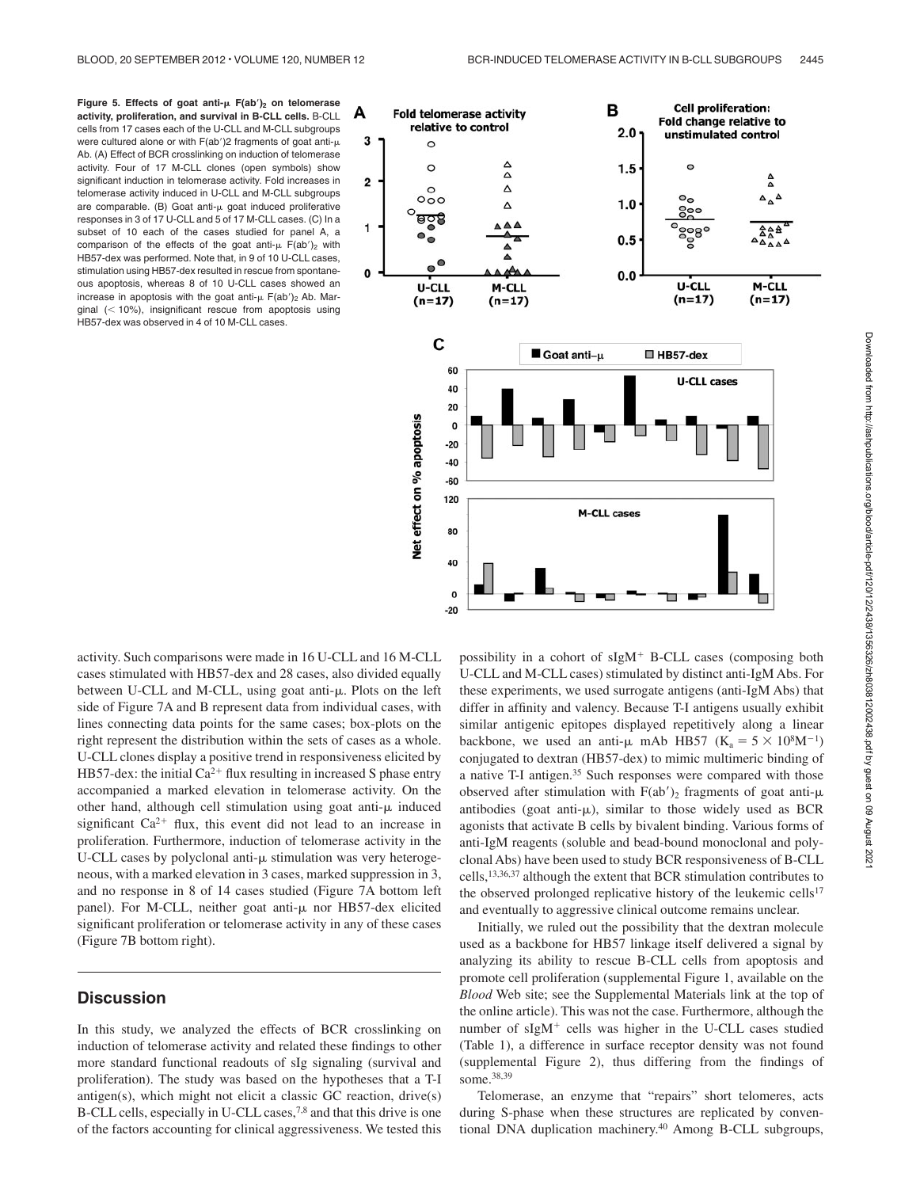**Figure 5. Effects of goat anti-μ F(ab′)₂ on telomerase activity, proliferation, and survival in B-CLL cells.** B-CLL cells from 17 cases each of the U-CLL and M-CLL subgroups were cultured alone or with F(ab′)2 fragments of goat anti-μ Ab. (A) Effect of BCR crosslinking on induction of telomerase activity. Four of 17 M-CLL clones (open symbols) show significant induction in telomerase activity. Fold increases in telomerase activity induced in U-CLL and M-CLL subgroups are comparable. (B) Goat anti-μ goat induced proliferative responses in 3 of 17 U-CLL and 5 of 17 M-CLL cases. (C) In a subset of 10 each of the cases studied for panel A, a comparison of the effects of the goat anti-μ F(ab′)₂ with HB57-dex was performed. Note that, in 9 of 10 U-CLL cases, stimulation using HB57-dex resulted in rescue from spontaneous apoptosis, whereas 8 of 10 U-CLL cases showed an increase in apoptosis with the goat anti-μ F(ab′)₂ Ab. Marginal (< 10%), insignificant rescue from apoptosis using HB57-dex was observed in 4 of 10 M-CLL cases.

activity. Such comparisons were made in 16 U-CLL and 16 M-CLL cases stimulated with HB57-dex and 28 cases, also divided equally between U-CLL and M-CLL, using goat anti-μ. Plots on the left side of Figure 7A and B represent data from individual cases, with lines connecting data points for the same cases; box-plots on the right represent the distribution within the sets of cases as a whole. U-CLL clones display a positive trend in responsiveness elicited by HB57-dex: the initial $Ca^{2+}$ flux resulting in increased S phase entry accompanied a marked elevation in telomerase activity. On the other hand, although cell stimulation using goat anti-μ induced significant $Ca^{2+}$ flux, this event did not lead to an increase in proliferation. Furthermore, induction of telomerase activity in the U-CLL cases by polyclonal anti-μ stimulation was very heterogeneous, with a marked elevation in 3 cases, marked suppression in 3, and no response in 8 of 14 cases studied (Figure 7A bottom left panel). For M-CLL, neither goat anti-μ nor HB57-dex elicited significant proliferation or telomerase activity in any of these cases (Figure 7B bottom right).

## Discussion

In this study, we analyzed the effects of BCR crosslinking on induction of telomerase activity and related these findings to other more standard functional readouts of sIg signaling (survival and proliferation). The study was based on the hypotheses that a T-I antigen(s), which might not elicit a classic GC reaction, drive(s) B-CLL cells, especially in U-CLL cases,[7,8] and that this drive is one of the factors accounting for clinical aggressiveness. We tested this possibility in a cohort of $sIgM^+$ B-CLL cases (composing both U-CLL and M-CLL cases) stimulated by distinct anti-IgM Abs. For these experiments, we used surrogate antigens (anti-IgM Abs) that differ in affinity and valency. Because T-I antigens usually exhibit similar antigenic epitopes displayed repetitively along a linear backbone, we used an anti-μ mAb HB57 ($K_a = 5 \times 10^8 M^{-1}$) conjugated to dextran (HB57-dex) to mimic multimeric binding of a native T-I antigen.[35] Such responses were compared with those observed after stimulation with F(ab′)₂ fragments of goat anti-μ antibodies (goat anti-μ), similar to those widely used as BCR agonists that activate B cells by bivalent binding. Various forms of anti-IgM reagents (soluble and bead-bound monoclonal and polyclonal Abs) have been used to study BCR responsiveness of B-CLL cells,[13,36,37] although the extent that BCR stimulation contributes to the observed prolonged replicative history of the leukemic cells[17] and eventually to aggressive clinical outcome remains unclear.

Initially, we ruled out the possibility that the dextran molecule used as a backbone for HB57 linkage itself delivered a signal by analyzing its ability to rescue B-CLL cells from apoptosis and promote cell proliferation (supplemental Figure 1, available on the *Blood* Web site; see the Supplemental Materials link at the top of the online article). This was not the case. Furthermore, although the number of $sIgM^+$ cells was higher in the U-CLL cases studied (Table 1), a difference in surface receptor density was not found (supplemental Figure 2), thus differing from the findings of some.[38,39]

Telomerase, an enzyme that "repairs" short telomeres, acts during S-phase when these structures are replicated by conventional DNA duplication machinery.[40] Among B-CLL subgroups,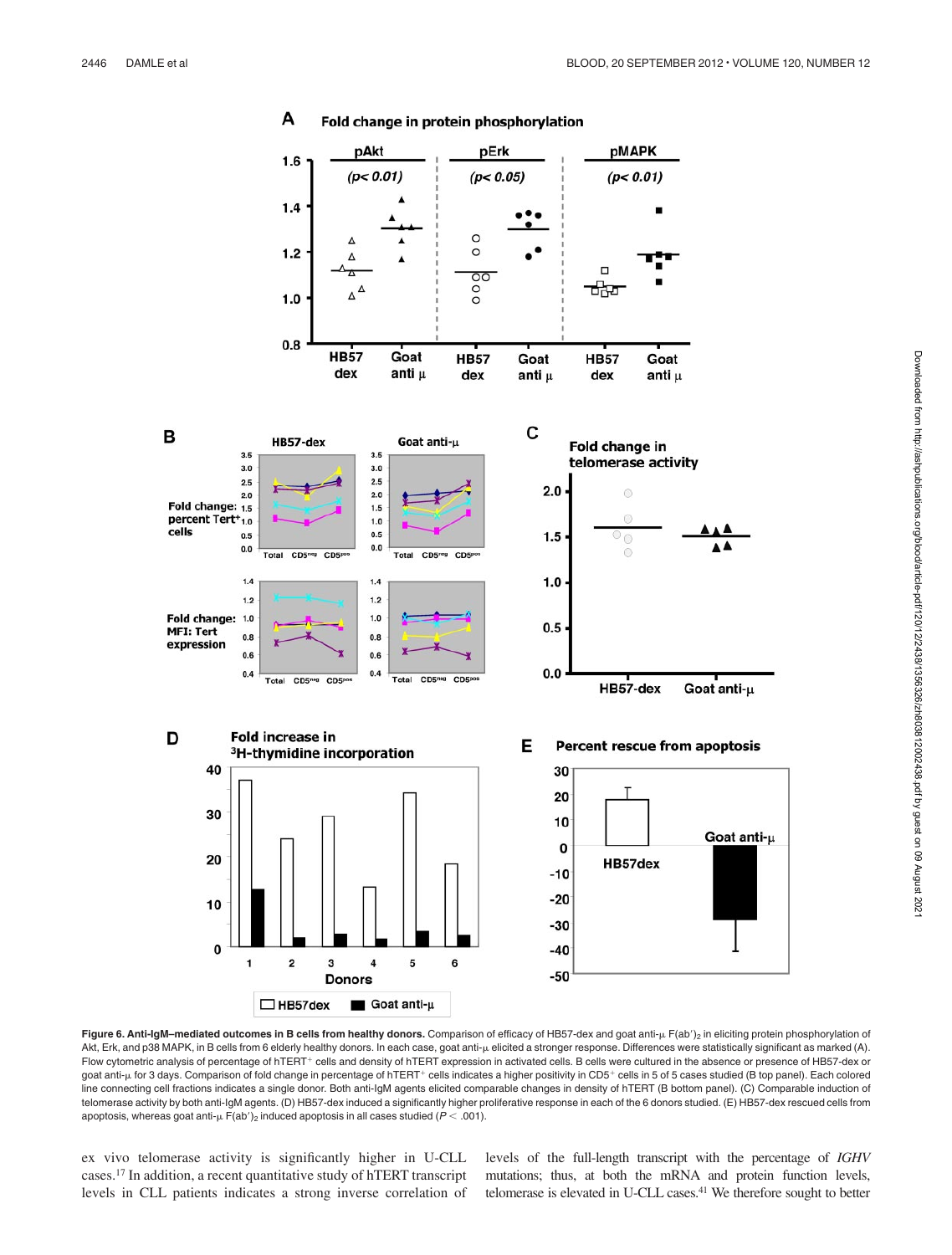**Figure 6. Anti-IgM–mediated outcomes in B cells from healthy donors.** Comparison of efficacy of HB57-dex and goat anti-μ F(ab')$_2$ in eliciting protein phosphorylation of Akt, Erk, and p38 MAPK, in B cells from 6 elderly healthy donors. In each case, goat anti-μ elicited a stronger response. Differences were statistically significant as marked (A). Flow cytometric analysis of percentage of hTERT$^+$ cells and density of hTERT expression in activated cells. B cells were cultured in the absence or presence of HB57-dex or goat anti-μ for 3 days. Comparison of fold change in percentage of hTERT$^+$ cells indicates a higher positivity in CD5$^+$ cells in 5 of 5 cases studied (B top panel). Each colored line connecting cell fractions indicates a single donor. Both anti-IgM agents elicited comparable changes in density of hTERT (B bottom panel). (C) Comparable induction of telomerase activity by both anti-IgM agents. (D) HB57-dex induced a significantly higher proliferative response in each of the 6 donors studied. (E) HB57-dex rescued cells from apoptosis, whereas goat anti-μ F(ab')$_2$ induced apoptosis in all cases studied ($P < .001$).

ex vivo telomerase activity is significantly higher in U-CLL cases.[17] In addition, a recent quantitative study of hTERT transcript levels in CLL patients indicates a strong inverse correlation of levels of the full-length transcript with the percentage of *IGHV* mutations; thus, at both the mRNA and protein function levels, telomerase is elevated in U-CLL cases.[41] We therefore sought to better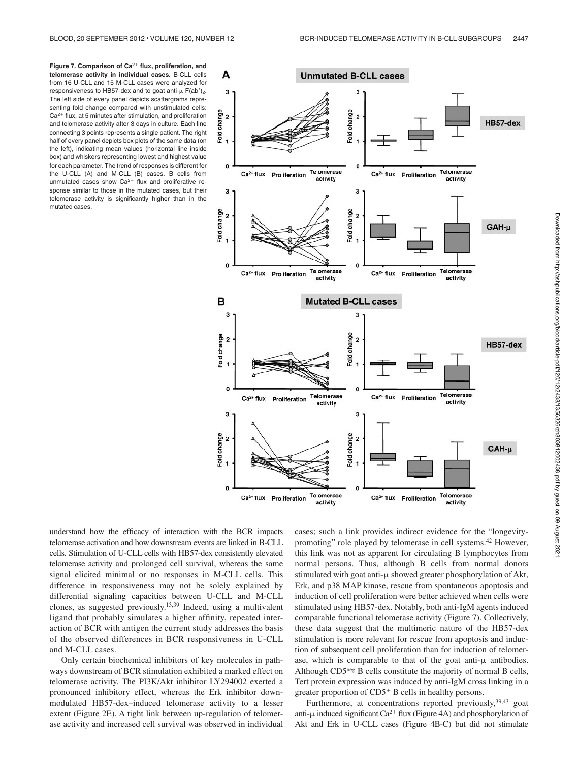**Figure 7. Comparison of $Ca^{2+}$ flux, proliferation, and telomerase activity in individual cases.** B-CLL cells from 16 U-CLL and 15 M-CLL cases were analyzed for responsiveness to HB57-dex and to goat anti-μ $F(ab')_2$. The left side of every panel depicts scattergrams representing fold change compared with unstimulated cells: $Ca^{2+}$ flux, at 5 minutes after stimulation, and proliferation and telomerase activity after 3 days in culture. Each line connecting 3 points represents a single patient. The right half of every panel depicts box plots of the same data (on the left), indicating mean values (horizontal line inside box) and whiskers representing lowest and highest value for each parameter. The trend of responses is different for the U-CLL (A) and M-CLL (B) cases. B cells from unmutated cases show $Ca^{2+}$ flux and proliferative response similar to those in the mutated cases, but their telomerase activity is significantly higher than in the mutated cases.

understand how the efficacy of interaction with the BCR impacts telomerase activation and how downstream events are linked in B-CLL cells. Stimulation of U-CLL cells with HB57-dex consistently elevated telomerase activity and prolonged cell survival, whereas the same signal elicited minimal or no responses in M-CLL cells. This difference in responsiveness may not be solely explained by differential signaling capacities between U-CLL and M-CLL clones, as suggested previously.[13,39] Indeed, using a multivalent ligand that probably simulates a higher affinity, repeated interaction of BCR with antigen the current study addresses the basis of the observed differences in BCR responsiveness in U-CLL and M-CLL cases.

Only certain biochemical inhibitors of key molecules in pathways downstream of BCR stimulation exhibited a marked effect on telomerase activity. The PI3K/Akt inhibitor LY294002 exerted a pronounced inhibitory effect, whereas the Erk inhibitor down-modulated HB57-dex–induced telomerase activity to a lesser extent (Figure 2E). A tight link between up-regulation of telomerase activity and increased cell survival was observed in individual cases; such a link provides indirect evidence for the "longevity-promoting" role played by telomerase in cell systems.[42] However, this link was not as apparent for circulating B lymphocytes from normal persons. Thus, although B cells from normal donors stimulated with goat anti-μ showed greater phosphorylation of Akt, Erk, and p38 MAP kinase, rescue from spontaneous apoptosis and induction of cell proliferation were better achieved when cells were stimulated using HB57-dex. Notably, both anti-IgM agents induced comparable functional telomerase activity (Figure 7). Collectively, these data suggest that the multimeric nature of the HB57-dex stimulation is more relevant for rescue from apoptosis and induction of subsequent cell proliferation than for induction of telomerase, which is comparable to that of the goat anti-μ antibodies. Although $CD5^{neg}$ B cells constitute the majority of normal B cells, Tert protein expression was induced by anti-IgM cross linking in a greater proportion of $CD5^{+}$ B cells in healthy persons.

Furthermore, at concentrations reported previously,[39,43] goat anti-μ induced significant $Ca^{2+}$ flux (Figure 4A) and phosphorylation of Akt and Erk in U-CLL cases (Figure 4B-C) but did not stimulate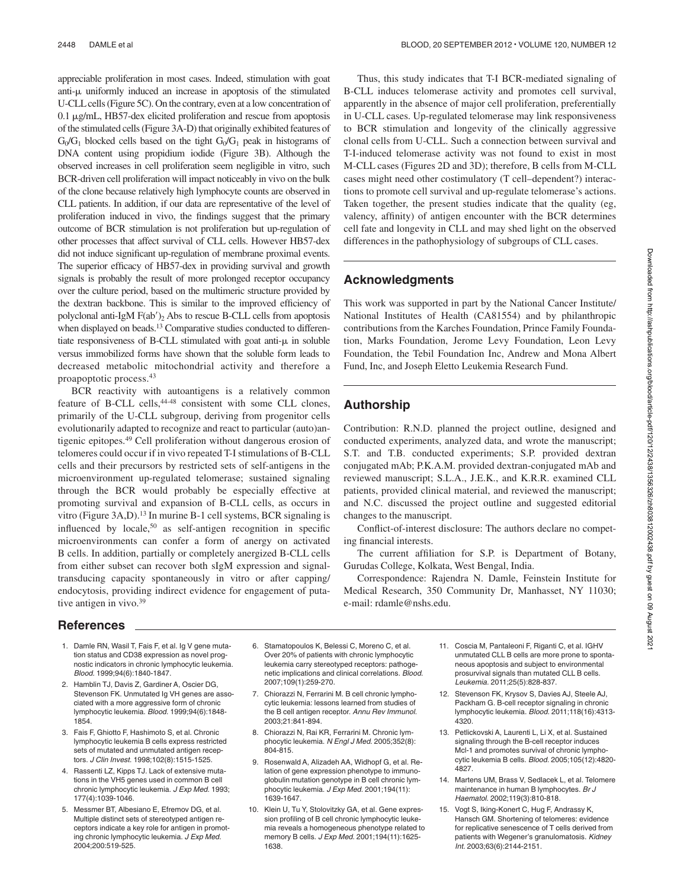appreciable proliferation in most cases. Indeed, stimulation with goat anti-μ uniformly induced an increase in apoptosis of the stimulated U-CLL cells (Figure 5C). On the contrary, even at a low concentration of 0.1 μg/mL, HB57-dex elicited proliferation and rescue from apoptosis of the stimulated cells (Figure 3A-D) that originally exhibited features of $G_0/G_1$ blocked cells based on the tight $G_0/G_1$ peak in histograms of DNA content using propidium iodide (Figure 3B). Although the observed increases in cell proliferation seem negligible in vitro, such BCR-driven cell proliferation will impact noticeably in vivo on the bulk of the clone because relatively high lymphocyte counts are observed in CLL patients. In addition, if our data are representative of the level of proliferation induced in vivo, the findings suggest that the primary outcome of BCR stimulation is not proliferation but up-regulation of other processes that affect survival of CLL cells. However HB57-dex did not induce significant up-regulation of membrane proximal events. The superior efficacy of HB57-dex in providing survival and growth signals is probably the result of more prolonged receptor occupancy over the culture period, based on the multimeric structure provided by the dextran backbone. This is similar to the improved efficiency of polyclonal anti-IgM $F(ab')_2$ Abs to rescue B-CLL cells from apoptosis when displayed on beads.[13] Comparative studies conducted to differentiate responsiveness of B-CLL stimulated with goat anti-μ in soluble versus immobilized forms have shown that the soluble form leads to decreased metabolic mitochondrial activity and therefore a proapoptotic process.[43]

BCR reactivity with autoantigens is a relatively common feature of B-CLL cells,[44-48] consistent with some CLL clones, primarily of the U-CLL subgroup, deriving from progenitor cells evolutionarily adapted to recognize and react to particular (auto)antigenic epitopes.[49] Cell proliferation without dangerous erosion of telomeres could occur if in vivo repeated T-I stimulations of B-CLL cells and their precursors by restricted sets of self-antigens in the microenvironment up-regulated telomerase; sustained signaling through the BCR would probably be especially effective at promoting survival and expansion of B-CLL cells, as occurs in vitro (Figure 3A,D).[13] In murine B-1 cell systems, BCR signaling is influenced by locale,[50] as self-antigen recognition in specific microenvironments can confer a form of anergy on activated B cells. In addition, partially or completely anergized B-CLL cells from either subset can recover both sIgM expression and signal-transducing capacity spontaneously in vitro or after capping/endocytosis, providing indirect evidence for engagement of putative antigen in vivo.[39]

Thus, this study indicates that T-I BCR-mediated signaling of B-CLL induces telomerase activity and promotes cell survival, apparently in the absence of major cell proliferation, preferentially in U-CLL cases. Up-regulated telomerase may link responsiveness to BCR stimulation and longevity of the clinically aggressive clonal cells from U-CLL. Such a connection between survival and T-I-induced telomerase activity was not found to exist in most M-CLL cases (Figures 2D and 3D); therefore, B cells from M-CLL cases might need other costimulatory (T cell–dependent?) interactions to promote cell survival and up-regulate telomerase's actions. Taken together, the present studies indicate that the quality (eg, valency, affinity) of antigen encounter with the BCR determines cell fate and longevity in CLL and may shed light on the observed differences in the pathophysiology of subgroups of CLL cases.

## Acknowledgments

This work was supported in part by the National Cancer Institute/National Institutes of Health (CA81554) and by philanthropic contributions from the Karches Foundation, Prince Family Foundation, Marks Foundation, Jerome Levy Foundation, Leon Levy Foundation, the Tebil Foundation Inc, Andrew and Mona Albert Fund, Inc, and Joseph Eletto Leukemia Research Fund.

## Authorship

Contribution: R.N.D. planned the project outline, designed and conducted experiments, analyzed data, and wrote the manuscript; S.T. and T.B. conducted experiments; S.P. provided dextran conjugated mAb; P.K.A.M. provided dextran-conjugated mAb and reviewed manuscript; S.L.A., J.E.K., and K.R.R. examined CLL patients, provided clinical material, and reviewed the manuscript; and N.C. discussed the project outline and suggested editorial changes to the manuscript.

Conflict-of-interest disclosure: The authors declare no competing financial interests.

The current affiliation for S.P. is Department of Botany, Gurudas College, Kolkata, West Bengal, India.

Correspondence: Rajendra N. Damle, Feinstein Institute for Medical Research, 350 Community Dr, Manhasset, NY 11030; e-mail: rdamle@nshs.edu.

## References

1. Damle RN, Wasil T, Fais F, et al. Ig V gene mutation status and CD38 expression as novel prognostic indicators in chronic lymphocytic leukemia. *Blood.* 1999;94(6):1840-1847.
2. Hamblin TJ, Davis Z, Gardiner A, Oscier DG, Stevenson FK. Unmutated Ig VH genes are associated with a more aggressive form of chronic lymphocytic leukemia. *Blood.* 1999;94(6):1848-1854.
3. Fais F, Ghiotto F, Hashimoto S, et al. Chronic lymphocytic leukemia B cells express restricted sets of mutated and unmutated antigen receptors. *J Clin Invest.* 1998;102(8):1515-1525.
4. Rassenti LZ, Kipps TJ. Lack of extensive mutations in the VH5 genes used in common B cell chronic lymphocytic leukemia. *J Exp Med.* 1993;177(4):1039-1046.
5. Messmer BT, Albesiano E, Efremov DG, et al. Multiple distinct sets of stereotyped antigen receptors indicate a key role for antigen in promoting chronic lymphocytic leukemia. *J Exp Med.* 2004;200:519-525.
6. Stamatopoulos K, Belessi C, Moreno C, et al. Over 20% of patients with chronic lymphocytic leukemia carry stereotyped receptors: pathogenetic implications and clinical correlations. *Blood.* 2007;109(1):259-270.
7. Chiorazzi N, Ferrarini M. B cell chronic lymphocytic leukemia: lessons learned from studies of the B cell antigen receptor. *Annu Rev Immunol.* 2003;21:841-894.
8. Chiorazzi N, Rai KR, Ferrarini M. Chronic lymphocytic leukemia. *N Engl J Med.* 2005;352(8):804-815.
9. Rosenwald A, Alizadeh AA, Widhopf G, et al. Relation of gene expression phenotype to immunoglobulin mutation genotype in B cell chronic lymphocytic leukemia. *J Exp Med.* 2001;194(11):1639-1647.
10. Klein U, Tu Y, Stolovitzky GA, et al. Gene expression profiling of B cell chronic lymphocytic leukemia reveals a homogeneous phenotype related to memory B cells. *J Exp Med.* 2001;194(11):1625-1638.
11. Coscia M, Pantaleoni F, Riganti C, et al. IGHV unmutated CLL B cells are more prone to spontaneous apoptosis and subject to environmental prosurvival signals than mutated CLL B cells. *Leukemia.* 2011;25(5):828-837.
12. Stevenson FK, Krysov S, Davies AJ, Steele AJ, Packham G. B-cell receptor signaling in chronic lymphocytic leukemia. *Blood.* 2011;118(16):4313-4320.
13. Petlickovski A, Laurenti L, Li X, et al. Sustained signaling through the B-cell receptor induces Mcl-1 and promotes survival of chronic lymphocytic leukemia B cells. *Blood.* 2005;105(12):4820-4827.
14. Martens UM, Brass V, Sedlacek L, et al. Telomere maintenance in human B lymphocytes. *Br J Haematol.* 2002;119(3):810-818.
15. Vogt S, Iking-Konert C, Hug F, Andrassy K, Hansch GM. Shortening of telomeres: evidence for replicative senescence of T cells derived from patients with Wegener's granulomatosis. *Kidney Int.* 2003;63(6):2144-2151.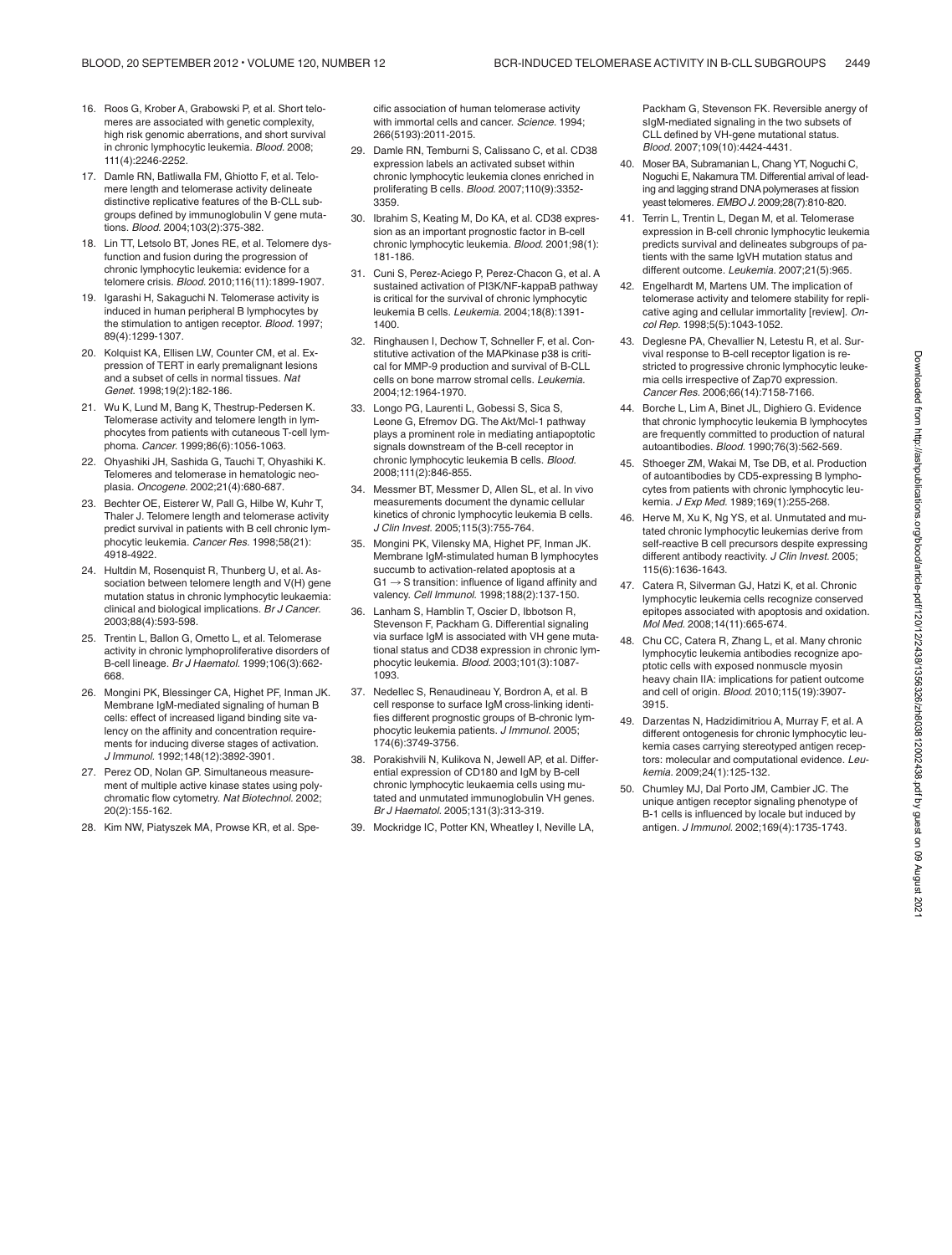16. Roos G, Krober A, Grabowski P, et al. Short telomeres are associated with genetic complexity, high risk genomic aberrations, and short survival in chronic lymphocytic leukemia. *Blood.* 2008; 111(4):2246-2252.
17. Damle RN, Batliwalla FM, Ghiotto F, et al. Telomere length and telomerase activity delineate distinctive replicative features of the B-CLL subgroups defined by immunoglobulin V gene mutations. *Blood.* 2004;103(2):375-382.
18. Lin TT, Letsolo BT, Jones RE, et al. Telomere dysfunction and fusion during the progression of chronic lymphocytic leukemia: evidence for a telomere crisis. *Blood.* 2010;116(11):1899-1907.
19. Igarashi H, Sakaguchi N. Telomerase activity is induced in human peripheral B lymphocytes by the stimulation to antigen receptor. *Blood.* 1997; 89(4):1299-1307.
20. Kolquist KA, Ellisen LW, Counter CM, et al. Expression of TERT in early premalignant lesions and a subset of cells in normal tissues. *Nat Genet.* 1998;19(2):182-186.
21. Wu K, Lund M, Bang K, Thestrup-Pedersen K. Telomerase activity and telomere length in lymphocytes from patients with cutaneous T-cell lymphoma. *Cancer.* 1999;86(6):1056-1063.
22. Ohyashiki JH, Sashida G, Tauchi T, Ohyashiki K. Telomeres and telomerase in hematologic neoplasia. *Oncogene.* 2002;21(4):680-687.
23. Bechter OE, Eisterer W, Pall G, Hilbe W, Kuhr T, Thaler J. Telomere length and telomerase activity predict survival in patients with B cell chronic lymphocytic leukemia. *Cancer Res.* 1998;58(21): 4918-4922.
24. Hultdin M, Rosenquist R, Thunberg U, et al. Association between telomere length and V(H) gene mutation status in chronic lymphocytic leukaemia: clinical and biological implications. *Br J Cancer.* 2003;88(4):593-598.
25. Trentin L, Ballon G, Ometto L, et al. Telomerase activity in chronic lymphoproliferative disorders of B-cell lineage. *Br J Haematol.* 1999;106(3):662-668.
26. Mongini PK, Blessinger CA, Highet PF, Inman JK. Membrane IgM-mediated signaling of human B cells: effect of increased ligand binding site valency on the affinity and concentration requirements for inducing diverse stages of activation. *J Immunol.* 1992;148(12):3892-3901.
27. Perez OD, Nolan GP. Simultaneous measurement of multiple active kinase states using polychromatic flow cytometry. *Nat Biotechnol.* 2002; 20(2):155-162.
28. Kim NW, Piatyszek MA, Prowse KR, et al. Specific association of human telomerase activity with immortal cells and cancer. *Science.* 1994; 266(5193):2011-2015.
29. Damle RN, Temburni S, Calissano C, et al. CD38 expression labels an activated subset within chronic lymphocytic leukemia clones enriched in proliferating B cells. *Blood.* 2007;110(9):3352-3359.
30. Ibrahim S, Keating M, Do KA, et al. CD38 expression as an important prognostic factor in B-cell chronic lymphocytic leukemia. *Blood.* 2001;98(1): 181-186.
31. Cuni S, Perez-Aciego P, Perez-Chacon G, et al. A sustained activation of PI3K/NF-kappaB pathway is critical for the survival of chronic lymphocytic leukemia B cells. *Leukemia.* 2004;18(8):1391-1400.
32. Ringhausen I, Dechow T, Schneller F, et al. Constitutive activation of the MAPkinase p38 is critical for MMP-9 production and survival of B-CLL cells on bone marrow stromal cells. *Leukemia.* 2004;12:1964-1970.
33. Longo PG, Laurenti L, Gobessi S, Sica S, Leone G, Efremov DG. The Akt/Mcl-1 pathway plays a prominent role in mediating antiapoptotic signals downstream of the B-cell receptor in chronic lymphocytic leukemia B cells. *Blood.* 2008;111(2):846-855.
34. Messmer BT, Messmer D, Allen SL, et al. In vivo measurements document the dynamic cellular kinetics of chronic lymphocytic leukemia B cells. *J Clin Invest.* 2005;115(3):755-764.
35. Mongini PK, Vilensky MA, Highet PF, Inman JK. Membrane IgM-stimulated human B lymphocytes succumb to activation-related apoptosis at a G1 → S transition: influence of ligand affinity and valency. *Cell Immunol.* 1998;188(2):137-150.
36. Lanham S, Hamblin T, Oscier D, Ibbotson R, Stevenson F, Packham G. Differential signaling via surface IgM is associated with VH gene mutational status and CD38 expression in chronic lymphocytic leukemia. *Blood.* 2003;101(3):1087-1093.
37. Nedellec S, Renaudineau Y, Bordron A, et al. B cell response to surface IgM cross-linking identifies different prognostic groups of B-chronic lymphocytic leukemia patients. *J Immunol.* 2005; 174(6):3749-3756.
38. Porakishvili N, Kulikova N, Jewell AP, et al. Differential expression of CD180 and IgM by B-cell chronic lymphocytic leukaemia cells using mutated and unmutated immunoglobulin VH genes. *Br J Haematol.* 2005;131(3):313-319.
39. Mockridge IC, Potter KN, Wheatley I, Neville LA, Packham G, Stevenson FK. Reversible anergy of sIgM-mediated signaling in the two subsets of CLL defined by VH-gene mutational status. *Blood.* 2007;109(10):4424-4431.
40. Moser BA, Subramanian L, Chang YT, Noguchi C, Noguchi E, Nakamura TM. Differential arrival of leading and lagging strand DNA polymerases at fission yeast telomeres. *EMBO J.* 2009;28(7):810-820.
41. Terrin L, Trentin L, Degan M, et al. Telomerase expression in B-cell chronic lymphocytic leukemia predicts survival and delineates subgroups of patients with the same IgVH mutation status and different outcome. *Leukemia.* 2007;21(5):965.
42. Engelhardt M, Martens UM. The implication of telomerase activity and telomere stability for replicative aging and cellular immortality [review]. *Oncol Rep.* 1998;5(5):1043-1052.
43. Deglesne PA, Chevallier N, Letestu R, et al. Survival response to B-cell receptor ligation is restricted to progressive chronic lymphocytic leukemia cells irrespective of Zap70 expression. *Cancer Res.* 2006;66(14):7158-7166.
44. Borche L, Lim A, Binet JL, Dighiero G. Evidence that chronic lymphocytic leukemia B lymphocytes are frequently committed to production of natural autoantibodies. *Blood.* 1990;76(3):562-569.
45. Sthoeger ZM, Wakai M, Tse DB, et al. Production of autoantibodies by CD5-expressing B lymphocytes from patients with chronic lymphocytic leukemia. *J Exp Med.* 1989;169(1):255-268.
46. Herve M, Xu K, Ng YS, et al. Unmutated and mutated chronic lymphocytic leukemias derive from self-reactive B cell precursors despite expressing different antibody reactivity. *J Clin Invest.* 2005; 115(6):1636-1643.
47. Catera R, Silverman GJ, Hatzi K, et al. Chronic lymphocytic leukemia cells recognize conserved epitopes associated with apoptosis and oxidation. *Mol Med.* 2008;14(11):665-674.
48. Chu CC, Catera R, Zhang L, et al. Many chronic lymphocytic leukemia antibodies recognize apoptotic cells with exposed nonmuscle myosin heavy chain IIA: implications for patient outcome and cell of origin. *Blood.* 2010;115(19):3907-3915.
49. Darzentas N, Hadzidimitriou A, Murray F, et al. A different ontogenesis for chronic lymphocytic leukemia cases carrying stereotyped antigen receptors: molecular and computational evidence. *Leukemia.* 2009;24(1):125-132.
50. Chumley MJ, Dal Porto JM, Cambier JC. The unique antigen receptor signaling phenotype of B-1 cells is influenced by locale but induced by antigen. *J Immunol.* 2002;169(4):1735-1743.